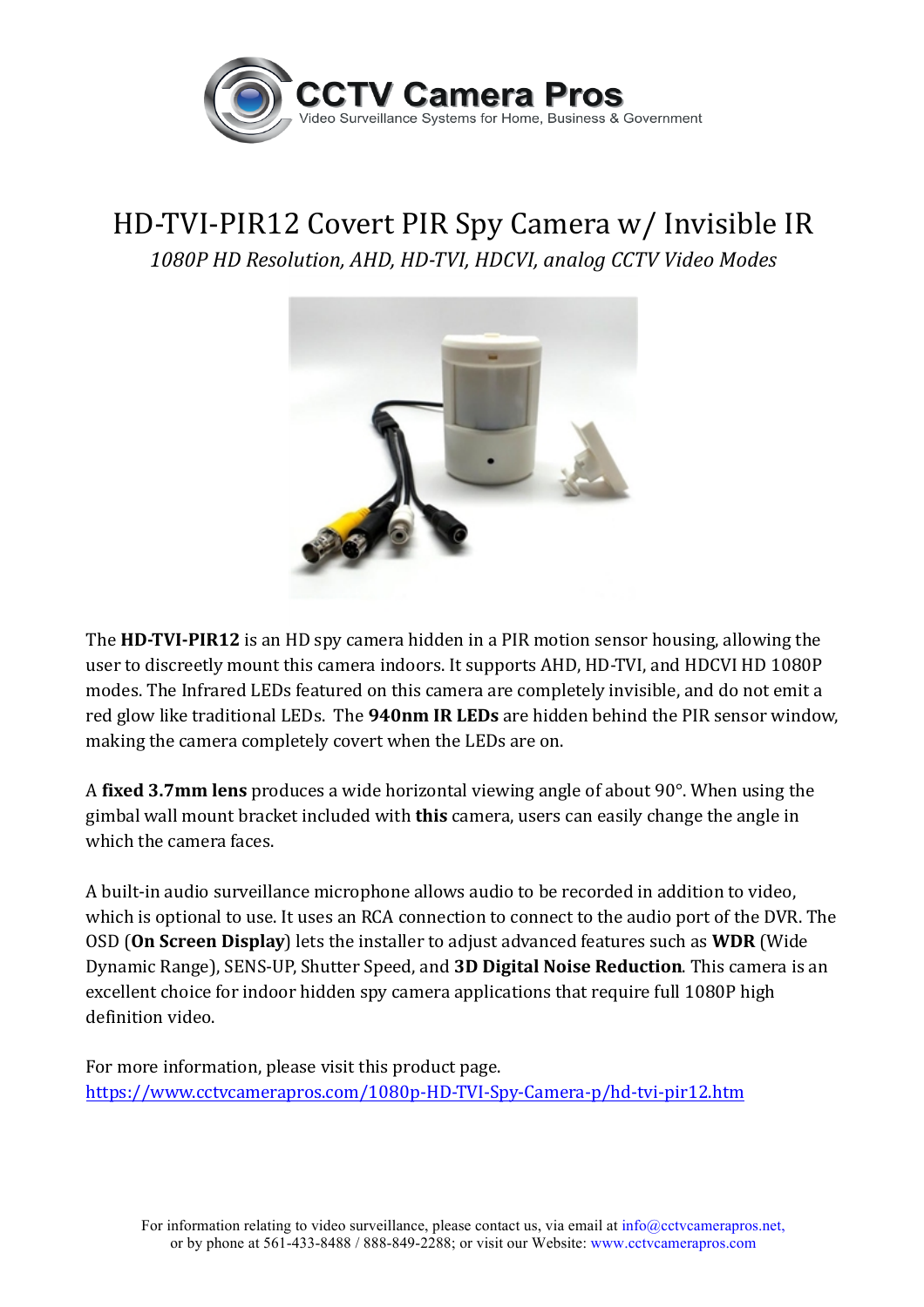# HD-TVI-PIR12 Covert PIR Spy Camera w/ Invisible IR

*1080P HD Resolution, AHD, HD-TVI, HDCVI, analog CCTV Video Modes*

The **HD-TVI-PIR12** is an HD spy camera hidden in a PIR motion sensor housing, allowing the user to discreetly mount this camera indoors. It supports AHD, HD-TVI, and HDCVI HD 1080P modes. The Infrared LEDs featured on this camera are completely invisible, and do not emit a red glow like traditional LEDs. The **940nm IR LEDs** are hidden behind the PIR sensor window, making the camera completely covert when the LEDs are on.

A **fixed 3.7mm lens** produces a wide horizontal viewing angle of about 90°. When using the gimbal wall mount bracket included with **this** camera, users can easily change the angle in which the camera faces.

A built-in audio surveillance microphone allows audio to be recorded in addition to video, which is optional to use. It uses an RCA connection to connect to the audio port of the DVR. The OSD (**On Screen Display**) lets the installer to adjust advanced features such as **WDR** (Wide Dynamic Range), SENS-UP, Shutter Speed, and **3D Digital Noise Reduction**. This camera is an excellent choice for indoor hidden spy camera applications that require full 1080P high definition video.

For more information, please visit this product page.
https://www.cctvcamerapros.com/1080p-HD-TVI-Spy-Camera-p/hd-tvi-pir12.htm

For information relating to video surveillance, please contact us, via email at info@cctvcamerapros.net, or by phone at 561-433-8488 / 888-849-2288; or visit our Website: www.cctvcamerapros.com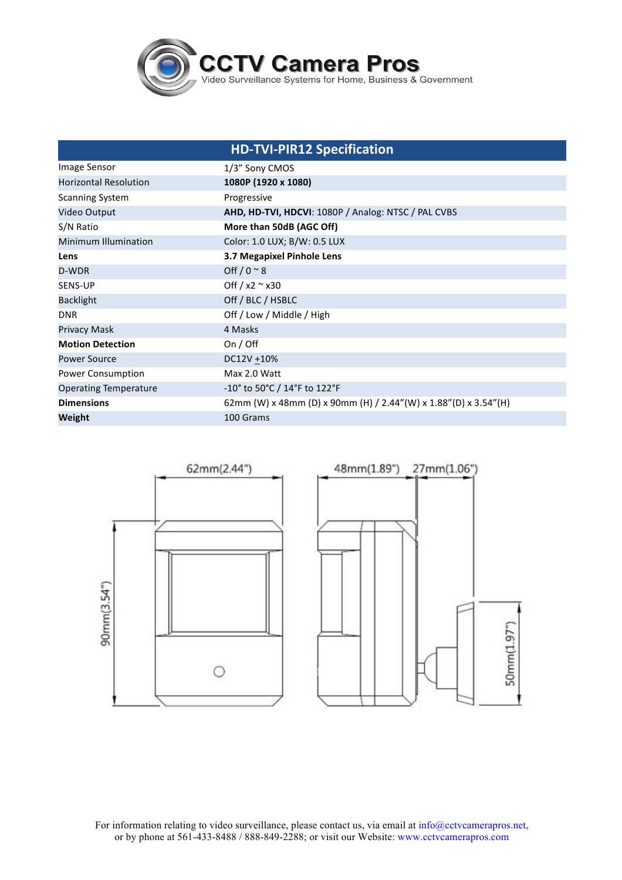# CCTV Camera Pros

Video Surveillance Systems for Home, Business & Government

| HD-TVI-PIR12 Specification | |
|---|---|
| Image Sensor | 1/3" Sony CMOS |
| Horizontal Resolution | **1080P (1920 x 1080)** |
| Scanning System | Progressive |
| Video Output | **AHD, HD-TVI, HDCVI**: 1080P / Analog: NTSC / PAL CVBS |
| S/N Ratio | **More than 50dB (AGC Off)** |
| Minimum Illumination | Color: 1.0 LUX; B/W: 0.5 LUX |
| **Lens** | **3.7 Megapixel Pinhole Lens** |
| D-WDR | Off / 0 ~ 8 |
| SENS-UP | Off / x2 ~ x30 |
| Backlight | Off / BLC / HSBLC |
| DNR | Off / Low / Middle / High |
| Privacy Mask | 4 Masks |
| **Motion Detection** | On / Off |
| Power Source | DC12V ±10% |
| Power Consumption | Max 2.0 Watt |
| Operating Temperature | -10° to 50°C / 14°F to 122°F |
| **Dimensions** | 62mm (W) x 48mm (D) x 90mm (H) / 2.44"(W) x 1.88"(D) x 3.54"(H) |
| **Weight** | 100 Grams |

62mm(2.44")
90mm(3.54")
48mm(1.89")
27mm(1.06")
50mm(1.97")

For information relating to video surveillance, please contact us, via email at info@cctvcamerapros.net, or by phone at 561-433-8488 / 888-849-2288; or visit our Website: www.cctvcamerapros.com